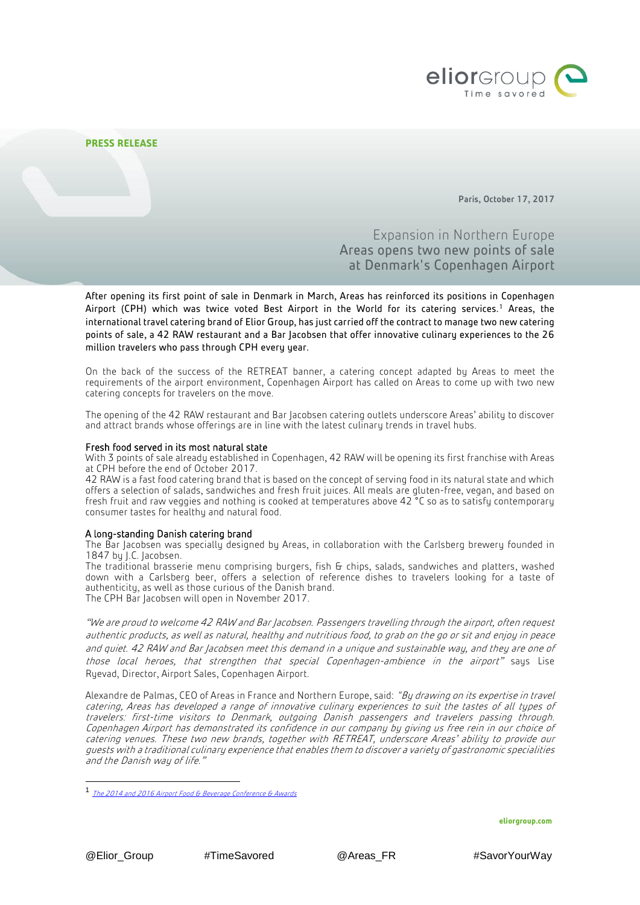**PRESS RELEASE**

**Paris, October 17, 2017**

# Expansion in Northern Europe
## Areas opens two new points of sale at Denmark's Copenhagen Airport

After opening its first point of sale in Denmark in March, Areas has reinforced its positions in Copenhagen Airport (CPH) which was twice voted Best Airport in the World for its catering services.[1] Areas, the international travel catering brand of Elior Group, has just carried off the contract to manage two new catering points of sale, a 42 RAW restaurant and a Bar Jacobsen that offer innovative culinary experiences to the 26 million travelers who pass through CPH every year.

On the back of the success of the RETREAT banner, a catering concept adapted by Areas to meet the requirements of the airport environment, Copenhagen Airport has called on Areas to come up with two new catering concepts for travelers on the move.

The opening of the 42 RAW restaurant and Bar Jacobsen catering outlets underscore Areas' ability to discover and attract brands whose offerings are in line with the latest culinary trends in travel hubs.

### Fresh food served in its most natural state

With 3 points of sale already established in Copenhagen, 42 RAW will be opening its first franchise with Areas at CPH before the end of October 2017.
42 RAW is a fast food catering brand that is based on the concept of serving food in its natural state and which offers a selection of salads, sandwiches and fresh fruit juices. All meals are gluten-free, vegan, and based on fresh fruit and raw veggies and nothing is cooked at temperatures above 42 °C so as to satisfy contemporary consumer tastes for healthy and natural food.

### A long-standing Danish catering brand

The Bar Jacobsen was specially designed by Areas, in collaboration with the Carlsberg brewery founded in 1847 by J.C. Jacobsen.
The traditional brasserie menu comprising burgers, fish & chips, salads, sandwiches and platters, washed down with a Carlsberg beer, offers a selection of reference dishes to travelers looking for a taste of authenticity, as well as those curious of the Danish brand.
The CPH Bar Jacobsen will open in November 2017.

*"We are proud to welcome 42 RAW and Bar Jacobsen. Passengers travelling through the airport, often request authentic products, as well as natural, healthy and nutritious food, to grab on the go or sit and enjoy in peace and quiet. 42 RAW and Bar Jacobsen meet this demand in a unique and sustainable way, and they are one of those local heroes, that strengthen that special Copenhagen-ambience in the airport"* says Lise Ryevad, Director, Airport Sales, Copenhagen Airport.

Alexandre de Palmas, CEO of Areas in France and Northern Europe, said: *"By drawing on its expertise in travel catering, Areas has developed a range of innovative culinary experiences to suit the tastes of all types of travelers: first-time visitors to Denmark, outgoing Danish passengers and travelers passing through. Copenhagen Airport has demonstrated its confidence in our company by giving us free rein in our choice of catering venues. These two new brands, together with RETREAT, underscore Areas' ability to provide our guests with a traditional culinary experience that enables them to discover a variety of gastronomic specialities and the Danish way of life."*

---

[1] *The 2014 and 2016 Airport Food & Beverage Conference & Awards*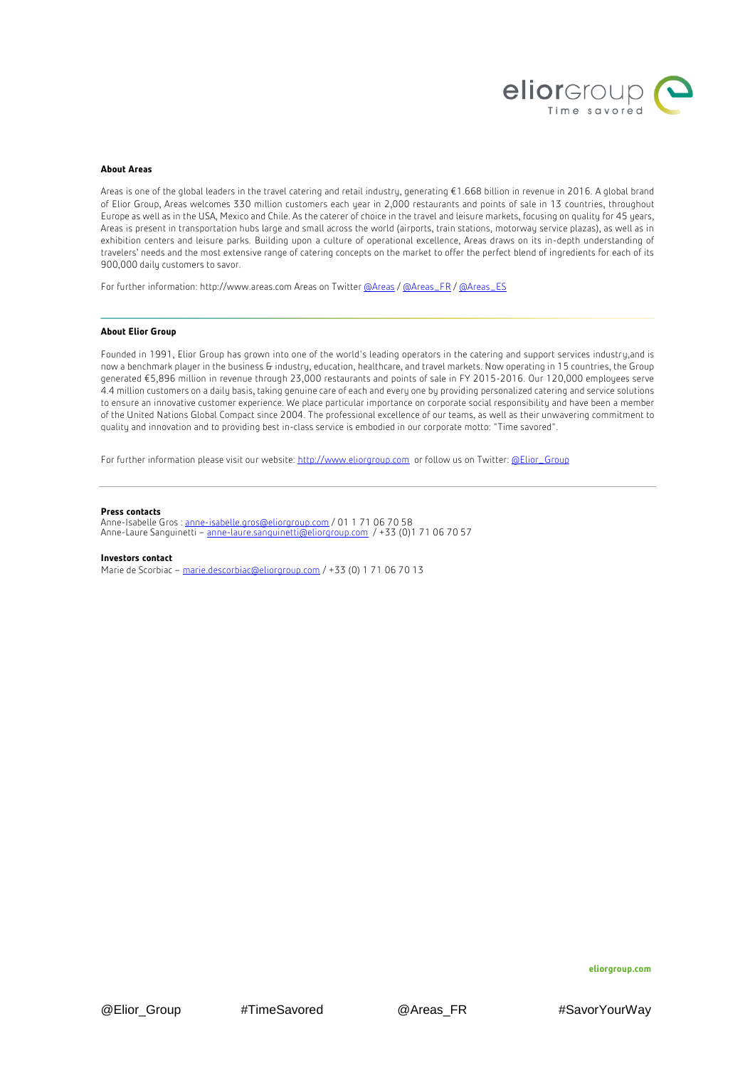**About Areas**

Areas is one of the global leaders in the travel catering and retail industry, generating €1.668 billion in revenue in 2016. A global brand of Elior Group, Areas welcomes 330 million customers each year in 2,000 restaurants and points of sale in 13 countries, throughout Europe as well as in the USA, Mexico and Chile. As the caterer of choice in the travel and leisure markets, focusing on quality for 45 years, Areas is present in transportation hubs large and small across the world (airports, train stations, motorway service plazas), as well as in exhibition centers and leisure parks. Building upon a culture of operational excellence, Areas draws on its in-depth understanding of travelers' needs and the most extensive range of catering concepts on the market to offer the perfect blend of ingredients for each of its 900,000 daily customers to savor.

For further information: http://www.areas.com Areas on Twitter @Areas / @Areas_FR / @Areas_ES

---

**About Elior Group**

Founded in 1991, Elior Group has grown into one of the world's leading operators in the catering and support services industry,and is now a benchmark player in the business & industry, education, healthcare, and travel markets. Now operating in 15 countries, the Group generated €5,896 million in revenue through 23,000 restaurants and points of sale in FY 2015-2016. Our 120,000 employees serve 4.4 million customers on a daily basis, taking genuine care of each and every one by providing personalized catering and service solutions to ensure an innovative customer experience. We place particular importance on corporate social responsibility and have been a member of the United Nations Global Compact since 2004. The professional excellence of our teams, as well as their unwavering commitment to quality and innovation and to providing best in-class service is embodied in our corporate motto: "Time savored".

For further information please visit our website: http://www.eliorgroup.com or follow us on Twitter: @Elior_Group

---

**Press contacts**
Anne-Isabelle Gros : anne-isabelle.gros@eliorgroup.com / 01 1 71 06 70 58
Anne-Laure Sanguinetti – anne-laure.sanguinetti@eliorgroup.com / +33 (0)1 71 06 70 57

**Investors contact**
Marie de Scorbiac – marie.descorbiac@eliorgroup.com / +33 (0) 1 71 06 70 13